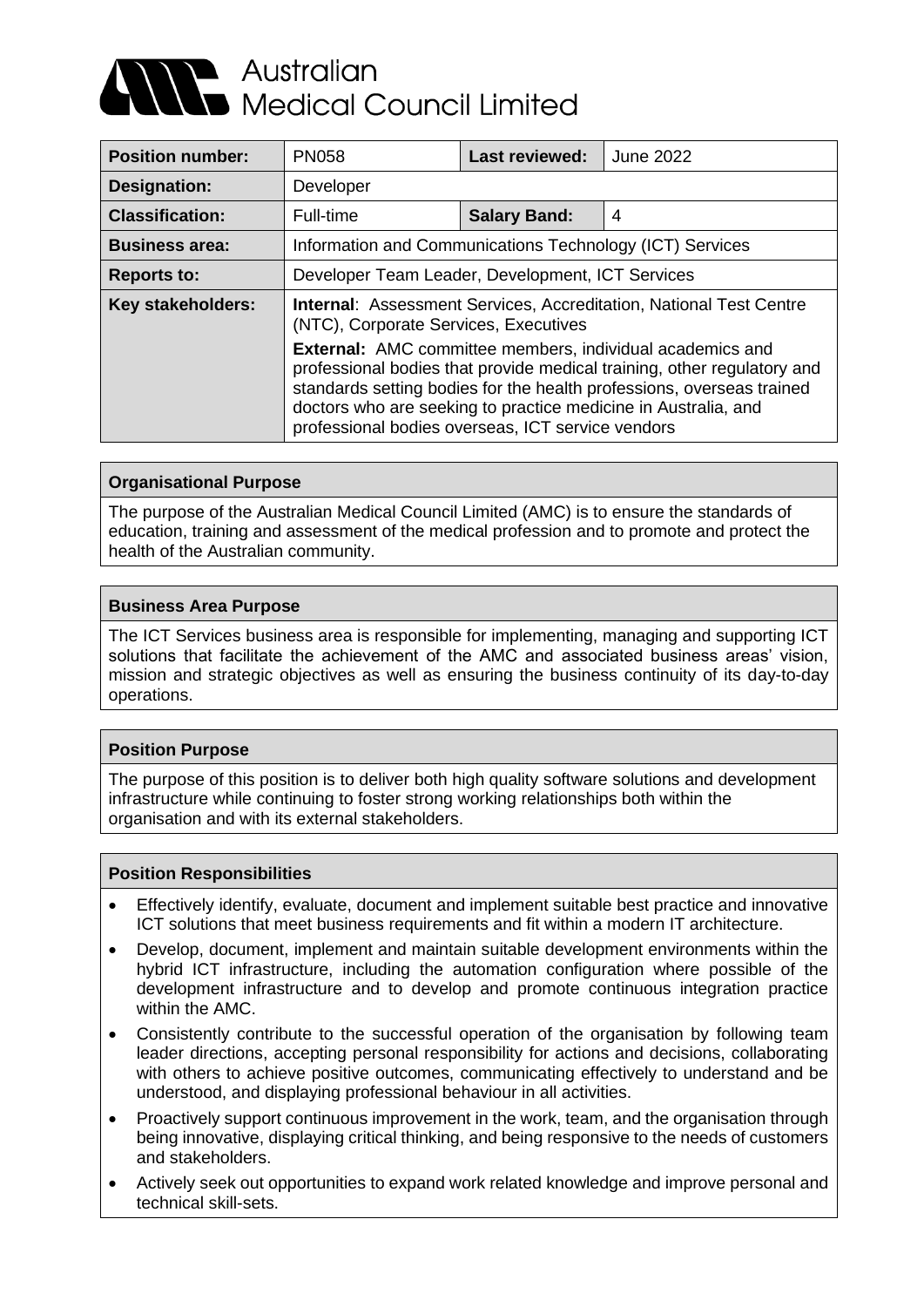# Australian Medical Council Limited

| **Position number:** | PN058 | **Last reviewed:** | June 2022 |
|---|---|---|---|
| **Designation:** | Developer | | |
| **Classification:** | Full-time | **Salary Band:** | 4 |
| **Business area:** | Information and Communications Technology (ICT) Services | | |
| **Reports to:** | Developer Team Leader, Development, ICT Services | | |
| **Key stakeholders:** | **Internal**: Assessment Services, Accreditation, National Test Centre (NTC), Corporate Services, Executives<br>**External:** AMC committee members, individual academics and professional bodies that provide medical training, other regulatory and standards setting bodies for the health professions, overseas trained doctors who are seeking to practice medicine in Australia, and professional bodies overseas, ICT service vendors | | |

## Organisational Purpose

The purpose of the Australian Medical Council Limited (AMC) is to ensure the standards of education, training and assessment of the medical profession and to promote and protect the health of the Australian community.

## Business Area Purpose

The ICT Services business area is responsible for implementing, managing and supporting ICT solutions that facilitate the achievement of the AMC and associated business areas' vision, mission and strategic objectives as well as ensuring the business continuity of its day-to-day operations.

## Position Purpose

The purpose of this position is to deliver both high quality software solutions and development infrastructure while continuing to foster strong working relationships both within the organisation and with its external stakeholders.

## Position Responsibilities

- Effectively identify, evaluate, document and implement suitable best practice and innovative ICT solutions that meet business requirements and fit within a modern IT architecture.
- Develop, document, implement and maintain suitable development environments within the hybrid ICT infrastructure, including the automation configuration where possible of the development infrastructure and to develop and promote continuous integration practice within the AMC.
- Consistently contribute to the successful operation of the organisation by following team leader directions, accepting personal responsibility for actions and decisions, collaborating with others to achieve positive outcomes, communicating effectively to understand and be understood, and displaying professional behaviour in all activities.
- Proactively support continuous improvement in the work, team, and the organisation through being innovative, displaying critical thinking, and being responsive to the needs of customers and stakeholders.
- Actively seek out opportunities to expand work related knowledge and improve personal and technical skill-sets.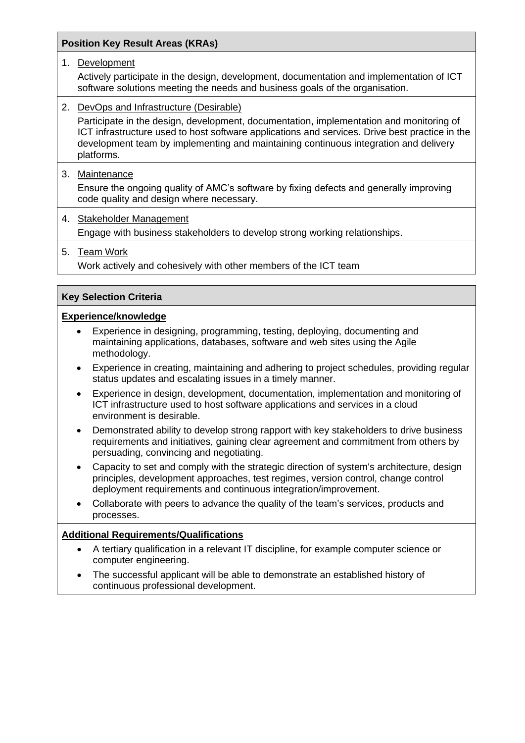## Position Key Result Areas (KRAs)

1. Development

   Actively participate in the design, development, documentation and implementation of ICT software solutions meeting the needs and business goals of the organisation.

2. DevOps and Infrastructure (Desirable)

   Participate in the design, development, documentation, implementation and monitoring of ICT infrastructure used to host software applications and services. Drive best practice in the development team by implementing and maintaining continuous integration and delivery platforms.

3. Maintenance

   Ensure the ongoing quality of AMC's software by fixing defects and generally improving code quality and design where necessary.

4. Stakeholder Management

   Engage with business stakeholders to develop strong working relationships.

5. Team Work

   Work actively and cohesively with other members of the ICT team

## Key Selection Criteria

**Experience/knowledge**

- Experience in designing, programming, testing, deploying, documenting and maintaining applications, databases, software and web sites using the Agile methodology.
- Experience in creating, maintaining and adhering to project schedules, providing regular status updates and escalating issues in a timely manner.
- Experience in design, development, documentation, implementation and monitoring of ICT infrastructure used to host software applications and services in a cloud environment is desirable.
- Demonstrated ability to develop strong rapport with key stakeholders to drive business requirements and initiatives, gaining clear agreement and commitment from others by persuading, convincing and negotiating.
- Capacity to set and comply with the strategic direction of system's architecture, design principles, development approaches, test regimes, version control, change control deployment requirements and continuous integration/improvement.
- Collaborate with peers to advance the quality of the team's services, products and processes.

**Additional Requirements/Qualifications**

- A tertiary qualification in a relevant IT discipline, for example computer science or computer engineering.
- The successful applicant will be able to demonstrate an established history of continuous professional development.